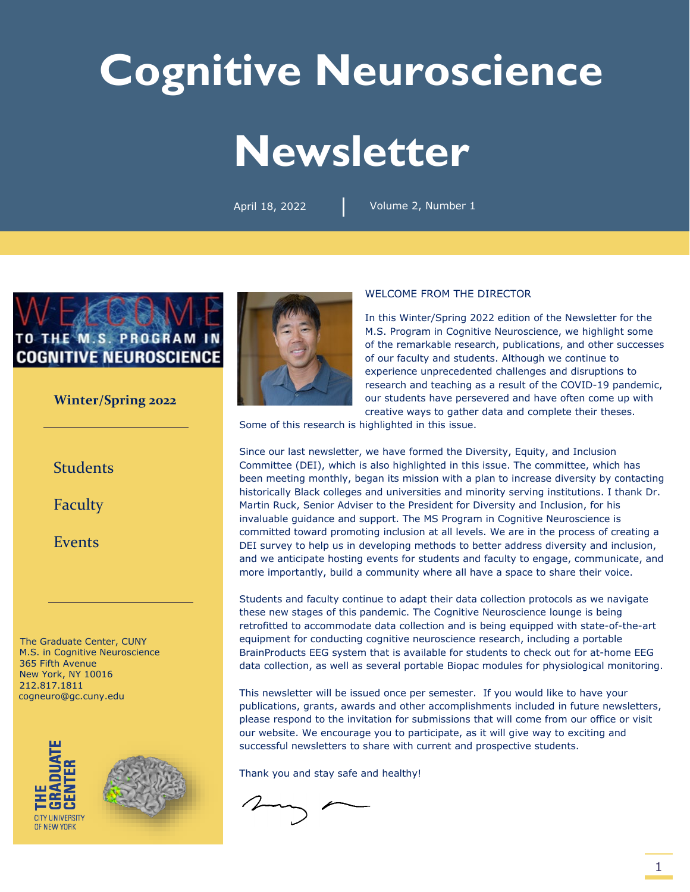# Cognitive Neuroscience Newsletter

April 18, 2022 | Volume 2, Number 1

WELCOME TO THE M.S. PROGRAM IN COGNITIVE NEUROSCIENCE

**Winter/Spring 2022**

Students

Faculty

Events

The Graduate Center, CUNY
M.S. in Cognitive Neuroscience
365 Fifth Avenue
New York, NY 10016
212.817.1811
cogneuro@gc.cuny.edu

THE GRADUATE CENTER
CITY UNIVERSITY OF NEW YORK

## WELCOME FROM THE DIRECTOR

In this Winter/Spring 2022 edition of the Newsletter for the M.S. Program in Cognitive Neuroscience, we highlight some of the remarkable research, publications, and other successes of our faculty and students. Although we continue to experience unprecedented challenges and disruptions to research and teaching as a result of the COVID-19 pandemic, our students have persevered and have often come up with creative ways to gather data and complete their theses. Some of this research is highlighted in this issue.

Since our last newsletter, we have formed the Diversity, Equity, and Inclusion Committee (DEI), which is also highlighted in this issue. The committee, which has been meeting monthly, began its mission with a plan to increase diversity by contacting historically Black colleges and universities and minority serving institutions. I thank Dr. Martin Ruck, Senior Adviser to the President for Diversity and Inclusion, for his invaluable guidance and support. The MS Program in Cognitive Neuroscience is committed toward promoting inclusion at all levels. We are in the process of creating a DEI survey to help us in developing methods to better address diversity and inclusion, and we anticipate hosting events for students and faculty to engage, communicate, and more importantly, build a community where all have a space to share their voice.

Students and faculty continue to adapt their data collection protocols as we navigate these new stages of this pandemic. The Cognitive Neuroscience lounge is being retrofitted to accommodate data collection and is being equipped with state-of-the-art equipment for conducting cognitive neuroscience research, including a portable BrainProducts EEG system that is available for students to check out for at-home EEG data collection, as well as several portable Biopac modules for physiological monitoring.

This newsletter will be issued once per semester. If you would like to have your publications, grants, awards and other accomplishments included in future newsletters, please respond to the invitation for submissions that will come from our office or visit our website. We encourage you to participate, as it will give way to exciting and successful newsletters to share with current and prospective students.

Thank you and stay safe and healthy!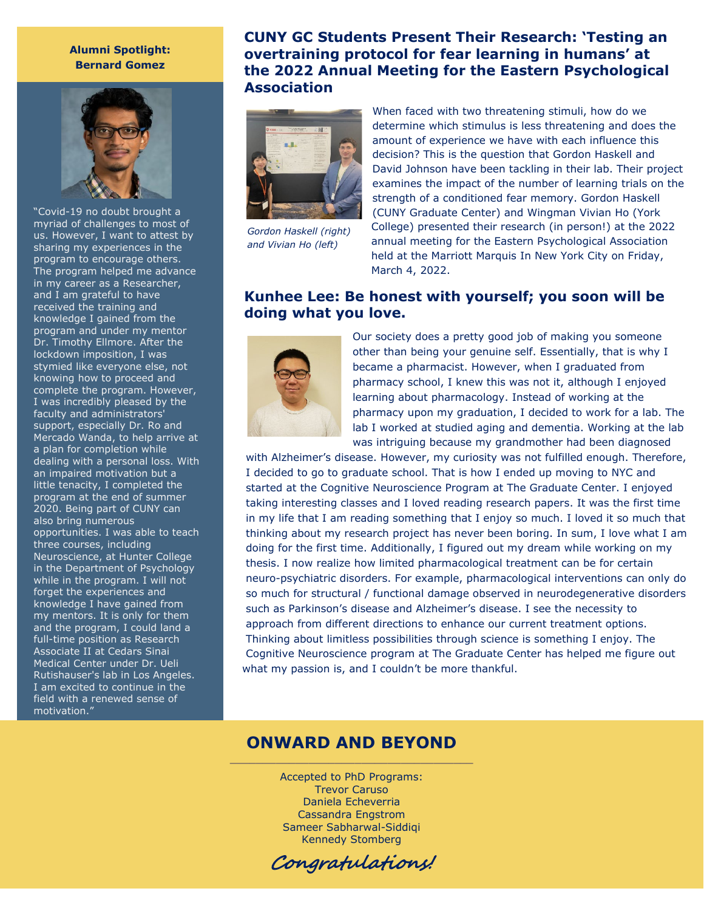**Alumni Spotlight: Bernard Gomez**

"Covid-19 no doubt brought a myriad of challenges to most of us. However, I want to attest by sharing my experiences in the program to encourage others. The program helped me advance in my career as a Researcher, and I am grateful to have received the training and knowledge I gained from the program and under my mentor Dr. Timothy Ellmore. After the lockdown imposition, I was stymied like everyone else, not knowing how to proceed and complete the program. However, I was incredibly pleased by the faculty and administrators' support, especially Dr. Ro and Mercado Wanda, to help arrive at a plan for completion while dealing with a personal loss. With an impaired motivation but a little tenacity, I completed the program at the end of summer 2020. Being part of CUNY can also bring numerous opportunities. I was able to teach three courses, including Neuroscience, at Hunter College in the Department of Psychology while in the program. I will not forget the experiences and knowledge I have gained from my mentors. It is only for them and the program, I could land a full-time position as Research Associate II at Cedars Sinai Medical Center under Dr. Ueli Rutishauser's lab in Los Angeles. I am excited to continue in the field with a renewed sense of motivation."

## CUNY GC Students Present Their Research: 'Testing an overtraining protocol for fear learning in humans' at the 2022 Annual Meeting for the Eastern Psychological Association

*Gordon Haskell (right) and Vivian Ho (left)*

When faced with two threatening stimuli, how do we determine which stimulus is less threatening and does the amount of experience we have with each influence this decision? This is the question that Gordon Haskell and David Johnson have been tackling in their lab. Their project examines the impact of the number of learning trials on the strength of a conditioned fear memory. Gordon Haskell (CUNY Graduate Center) and Wingman Vivian Ho (York College) presented their research (in person!) at the 2022 annual meeting for the Eastern Psychological Association held at the Marriott Marquis In New York City on Friday, March 4, 2022.

## Kunhee Lee: Be honest with yourself; you soon will be doing what you love.

Our society does a pretty good job of making you someone other than being your genuine self. Essentially, that is why I became a pharmacist. However, when I graduated from pharmacy school, I knew this was not it, although I enjoyed learning about pharmacology. Instead of working at the pharmacy upon my graduation, I decided to work for a lab. The lab I worked at studied aging and dementia. Working at the lab was intriguing because my grandmother had been diagnosed with Alzheimer's disease. However, my curiosity was not fulfilled enough. Therefore, I decided to go to graduate school. That is how I ended up moving to NYC and started at the Cognitive Neuroscience Program at The Graduate Center. I enjoyed taking interesting classes and I loved reading research papers. It was the first time in my life that I am reading something that I enjoy so much. I loved it so much that thinking about my research project has never been boring. In sum, I love what I am doing for the first time. Additionally, I figured out my dream while working on my thesis. I now realize how limited pharmacological treatment can be for certain neuro-psychiatric disorders. For example, pharmacological interventions can only do so much for structural / functional damage observed in neurodegenerative disorders such as Parkinson's disease and Alzheimer's disease. I see the necessity to approach from different directions to enhance our current treatment options. Thinking about limitless possibilities through science is something I enjoy. The Cognitive Neuroscience program at The Graduate Center has helped me figure out what my passion is, and I couldn't be more thankful.

## ONWARD AND BEYOND

Accepted to PhD Programs:
Trevor Caruso
Daniela Echeverria
Cassandra Engstrom
Sameer Sabharwal-Siddiqi
Kennedy Stomberg

*Congratulations!*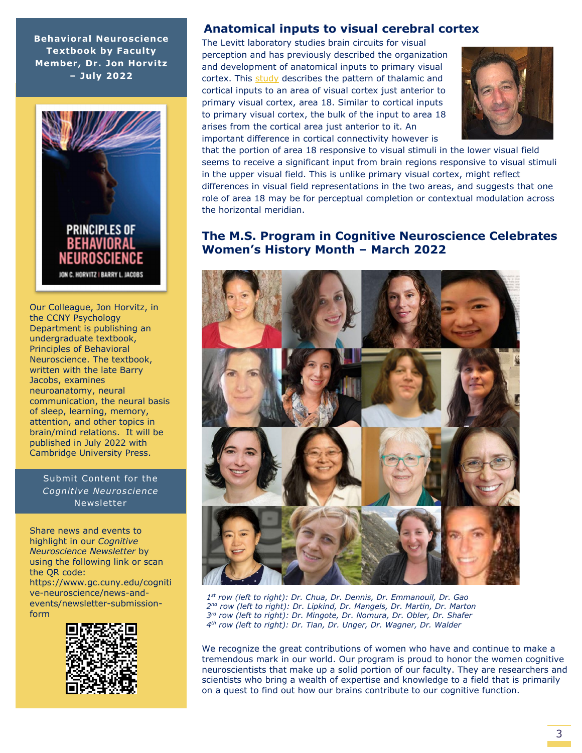## Behavioral Neuroscience Textbook by Faculty Member, Dr. Jon Horvitz – July 2022

Our Colleague, Jon Horvitz, in the CCNY Psychology Department is publishing an undergraduate textbook, Principles of Behavioral Neuroscience. The textbook, written with the late Barry Jacobs, examines neuroanatomy, neural communication, the neural basis of sleep, learning, memory, attention, and other topics in brain/mind relations. It will be published in July 2022 with Cambridge University Press.

### Submit Content for the *Cognitive Neuroscience* Newsletter

Share news and events to highlight in our *Cognitive Neuroscience Newsletter* by using the following link or scan the QR code: https://www.gc.cuny.edu/cognitive-neuroscience/news-and-events/newsletter-submission-form

## Anatomical inputs to visual cerebral cortex

The Levitt laboratory studies brain circuits for visual perception and has previously described the organization and development of anatomical inputs to primary visual cortex. This study describes the pattern of thalamic and cortical inputs to an area of visual cortex just anterior to primary visual cortex, area 18. Similar to cortical inputs to primary visual cortex, the bulk of the input to area 18 arises from the cortical area just anterior to it. An important difference in cortical connectivity however is that the portion of area 18 responsive to visual stimuli in the lower visual field seems to receive a significant input from brain regions responsive to visual stimuli in the upper visual field. This is unlike primary visual cortex, might reflect differences in visual field representations in the two areas, and suggests that one role of area 18 may be for perceptual completion or contextual modulation across the horizontal meridian.

## The M.S. Program in Cognitive Neuroscience Celebrates Women's History Month – March 2022

*1st row (left to right): Dr. Chua, Dr. Dennis, Dr. Emmanouil, Dr. Gao*
*2nd row (left to right): Dr. Lipkind, Dr. Mangels, Dr. Martin, Dr. Marton*
*3rd row (left to right): Dr. Mingote, Dr. Nomura, Dr. Obler, Dr. Shafer*
*4th row (left to right): Dr. Tian, Dr. Unger, Dr. Wagner, Dr. Walder*

We recognize the great contributions of women who have and continue to make a tremendous mark in our world. Our program is proud to honor the women cognitive neuroscientists that make up a solid portion of our faculty. They are researchers and scientists who bring a wealth of expertise and knowledge to a field that is primarily on a quest to find out how our brains contribute to our cognitive function.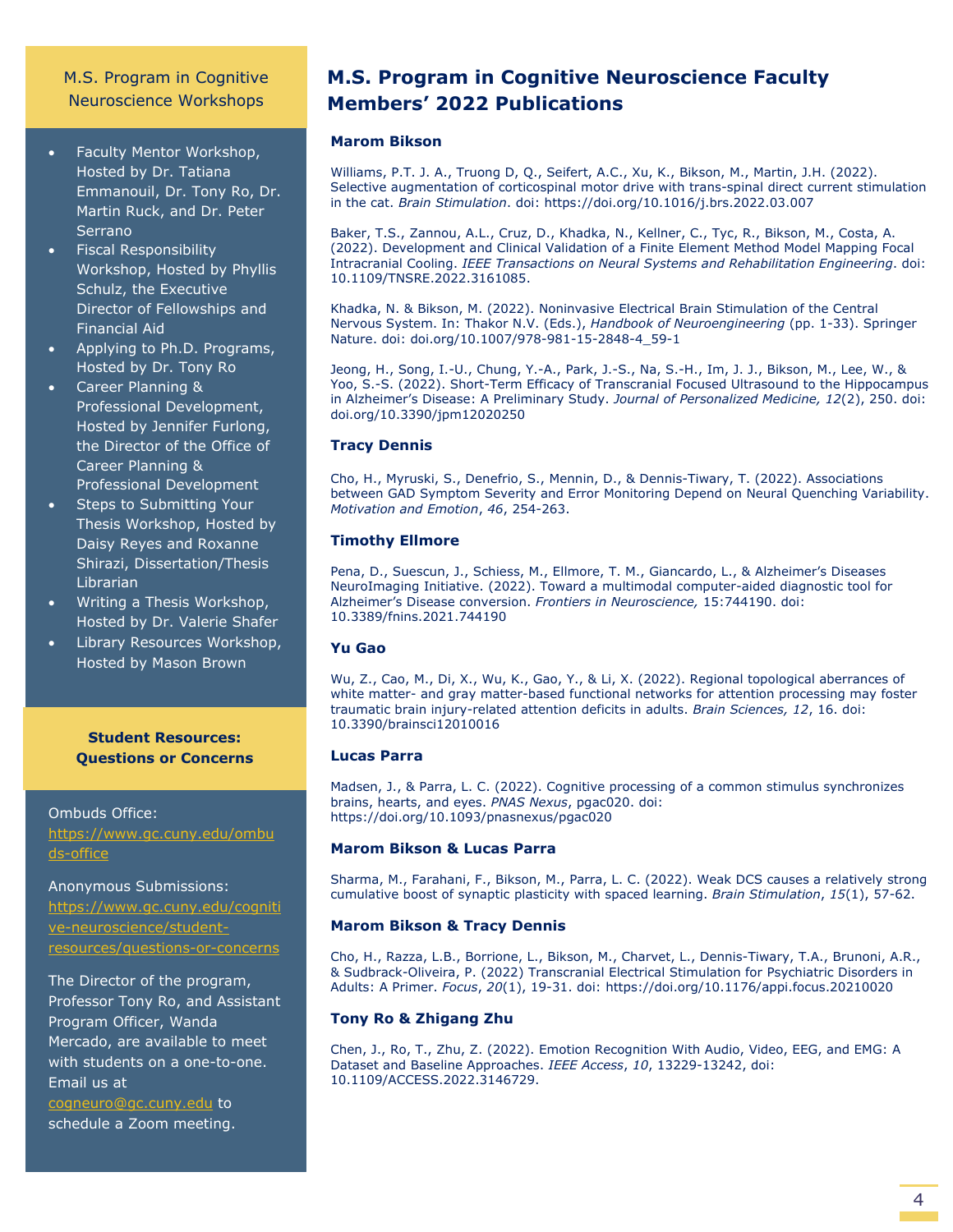## M.S. Program in Cognitive Neuroscience Workshops

- Faculty Mentor Workshop, Hosted by Dr. Tatiana Emmanouil, Dr. Tony Ro, Dr. Martin Ruck, and Dr. Peter Serrano
- Fiscal Responsibility Workshop, Hosted by Phyllis Schulz, the Executive Director of Fellowships and Financial Aid
- Applying to Ph.D. Programs, Hosted by Dr. Tony Ro
- Career Planning & Professional Development, Hosted by Jennifer Furlong, the Director of the Office of Career Planning & Professional Development
- Steps to Submitting Your Thesis Workshop, Hosted by Daisy Reyes and Roxanne Shirazi, Dissertation/Thesis Librarian
- Writing a Thesis Workshop, Hosted by Dr. Valerie Shafer
- Library Resources Workshop, Hosted by Mason Brown

## Student Resources: Questions or Concerns

Ombuds Office: https://www.gc.cuny.edu/ombuds-office

Anonymous Submissions: https://www.gc.cuny.edu/cognitive-neuroscience/student-resources/questions-or-concerns

The Director of the program, Professor Tony Ro, and Assistant Program Officer, Wanda Mercado, are available to meet with students on a one-to-one. Email us at cogneuro@gc.cuny.edu to schedule a Zoom meeting.

# M.S. Program in Cognitive Neuroscience Faculty Members' 2022 Publications

### Marom Bikson

Williams, P.T. J. A., Truong D, Q., Seifert, A.C., Xu, K., Bikson, M., Martin, J.H. (2022). Selective augmentation of corticospinal motor drive with trans-spinal direct current stimulation in the cat. *Brain Stimulation*. doi: https://doi.org/10.1016/j.brs.2022.03.007

Baker, T.S., Zannou, A.L., Cruz, D., Khadka, N., Kellner, C., Tyc, R., Bikson, M., Costa, A. (2022). Development and Clinical Validation of a Finite Element Method Model Mapping Focal Intracranial Cooling. *IEEE Transactions on Neural Systems and Rehabilitation Engineering*. doi: 10.1109/TNSRE.2022.3161085.

Khadka, N. & Bikson, M. (2022). Noninvasive Electrical Brain Stimulation of the Central Nervous System. In: Thakor N.V. (Eds.), *Handbook of Neuroengineering* (pp. 1-33). Springer Nature. doi: doi.org/10.1007/978-981-15-2848-4_59-1

Jeong, H., Song, I.-U., Chung, Y.-A., Park, J.-S., Na, S.-H., Im, J. J., Bikson, M., Lee, W., & Yoo, S.-S. (2022). Short-Term Efficacy of Transcranial Focused Ultrasound to the Hippocampus in Alzheimer's Disease: A Preliminary Study. *Journal of Personalized Medicine, 12*(2), 250. doi: doi.org/10.3390/jpm12020250

### Tracy Dennis

Cho, H., Myruski, S., Denefrio, S., Mennin, D., & Dennis-Tiwary, T. (2022). Associations between GAD Symptom Severity and Error Monitoring Depend on Neural Quenching Variability. *Motivation and Emotion*, *46*, 254-263.

### Timothy Ellmore

Pena, D., Suescun, J., Schiess, M., Ellmore, T. M., Giancardo, L., & Alzheimer's Diseases NeuroImaging Initiative. (2022). Toward a multimodal computer-aided diagnostic tool for Alzheimer's Disease conversion. *Frontiers in Neuroscience,* 15:744190. doi: 10.3389/fnins.2021.744190

### Yu Gao

Wu, Z., Cao, M., Di, X., Wu, K., Gao, Y., & Li, X. (2022). Regional topological aberrances of white matter- and gray matter-based functional networks for attention processing may foster traumatic brain injury-related attention deficits in adults. *Brain Sciences, 12*, 16. doi: 10.3390/brainsci12010016

### Lucas Parra

Madsen, J., & Parra, L. C. (2022). Cognitive processing of a common stimulus synchronizes brains, hearts, and eyes. *PNAS Nexus*, pgac020. doi: https://doi.org/10.1093/pnasnexus/pgac020

### Marom Bikson & Lucas Parra

Sharma, M., Farahani, F., Bikson, M., Parra, L. C. (2022). Weak DCS causes a relatively strong cumulative boost of synaptic plasticity with spaced learning. *Brain Stimulation*, *15*(1), 57-62.

### Marom Bikson & Tracy Dennis

Cho, H., Razza, L.B., Borrione, L., Bikson, M., Charvet, L., Dennis-Tiwary, T.A., Brunoni, A.R., & Sudbrack-Oliveira, P. (2022) Transcranial Electrical Stimulation for Psychiatric Disorders in Adults: A Primer. *Focus*, *20*(1), 19-31. doi: https://doi.org/10.1176/appi.focus.20210020

### Tony Ro & Zhigang Zhu

Chen, J., Ro, T., Zhu, Z. (2022). Emotion Recognition With Audio, Video, EEG, and EMG: A Dataset and Baseline Approaches. *IEEE Access*, *10*, 13229-13242, doi: 10.1109/ACCESS.2022.3146729.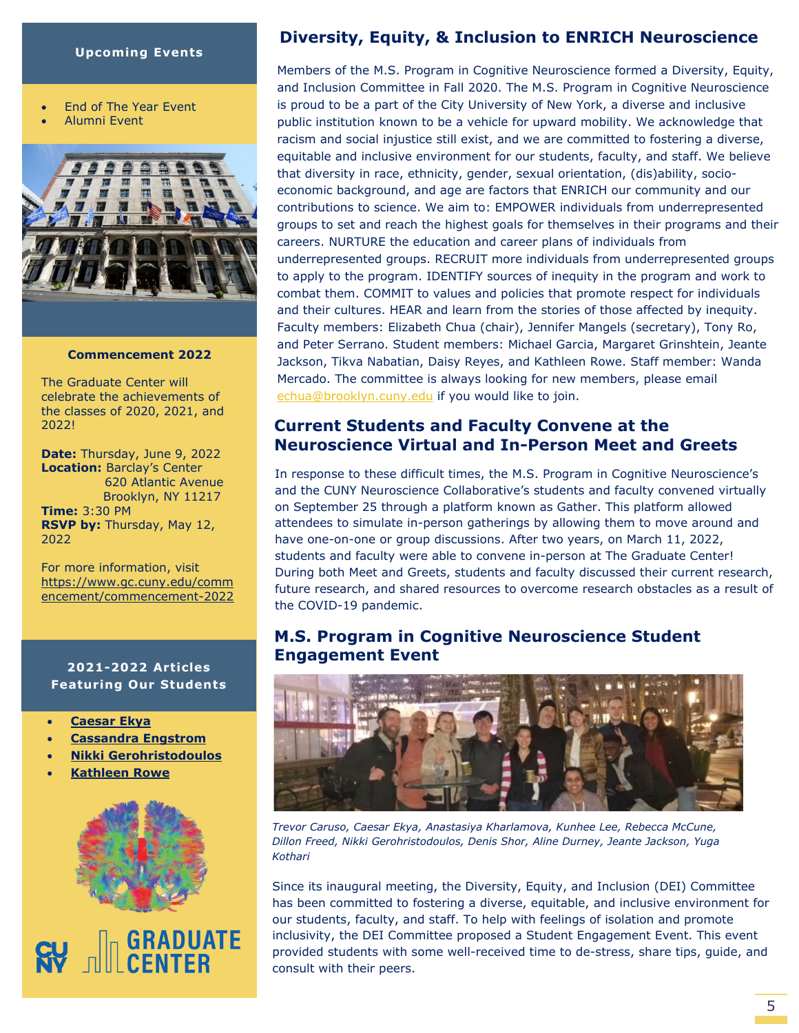**Upcoming Events**

- End of The Year Event
- Alumni Event

**Commencement 2022**

The Graduate Center will celebrate the achievements of the classes of 2020, 2021, and 2022!

**Date:** Thursday, June 9, 2022
**Location:** Barclay's Center
620 Atlantic Avenue
Brooklyn, NY 11217
**Time:** 3:30 PM
**RSVP by:** Thursday, May 12, 2022

For more information, visit https://www.gc.cuny.edu/commencement/commencement-2022

**2021-2022 Articles Featuring Our Students**

- **Caesar Ekya**
- **Cassandra Engstrom**
- **Nikki Gerohristodoulos**
- **Kathleen Rowe**

## Diversity, Equity, & Inclusion to ENRICH Neuroscience

Members of the M.S. Program in Cognitive Neuroscience formed a Diversity, Equity, and Inclusion Committee in Fall 2020. The M.S. Program in Cognitive Neuroscience is proud to be a part of the City University of New York, a diverse and inclusive public institution known to be a vehicle for upward mobility. We acknowledge that racism and social injustice still exist, and we are committed to fostering a diverse, equitable and inclusive environment for our students, faculty, and staff. We believe that diversity in race, ethnicity, gender, sexual orientation, (dis)ability, socio-economic background, and age are factors that ENRICH our community and our contributions to science. We aim to: EMPOWER individuals from underrepresented groups to set and reach the highest goals for themselves in their programs and their careers. NURTURE the education and career plans of individuals from underrepresented groups. RECRUIT more individuals from underrepresented groups to apply to the program. IDENTIFY sources of inequity in the program and work to combat them. COMMIT to values and policies that promote respect for individuals and their cultures. HEAR and learn from the stories of those affected by inequity. Faculty members: Elizabeth Chua (chair), Jennifer Mangels (secretary), Tony Ro, and Peter Serrano. Student members: Michael Garcia, Margaret Grinshtein, Jeante Jackson, Tikva Nabatian, Daisy Reyes, and Kathleen Rowe. Staff member: Wanda Mercado. The committee is always looking for new members, please email echua@brooklyn.cuny.edu if you would like to join.

## Current Students and Faculty Convene at the Neuroscience Virtual and In-Person Meet and Greets

In response to these difficult times, the M.S. Program in Cognitive Neuroscience's and the CUNY Neuroscience Collaborative's students and faculty convened virtually on September 25 through a platform known as Gather. This platform allowed attendees to simulate in-person gatherings by allowing them to move around and have one-on-one or group discussions. After two years, on March 11, 2022, students and faculty were able to convene in-person at The Graduate Center! During both Meet and Greets, students and faculty discussed their current research, future research, and shared resources to overcome research obstacles as a result of the COVID-19 pandemic.

## M.S. Program in Cognitive Neuroscience Student Engagement Event

*Trevor Caruso, Caesar Ekya, Anastasiya Kharlamova, Kunhee Lee, Rebecca McCune, Dillon Freed, Nikki Gerohristodoulos, Denis Shor, Aline Durney, Jeante Jackson, Yuga Kothari*

Since its inaugural meeting, the Diversity, Equity, and Inclusion (DEI) Committee has been committed to fostering a diverse, equitable, and inclusive environment for our students, faculty, and staff. To help with feelings of isolation and promote inclusivity, the DEI Committee proposed a Student Engagement Event. This event provided students with some well-received time to de-stress, share tips, guide, and consult with their peers.